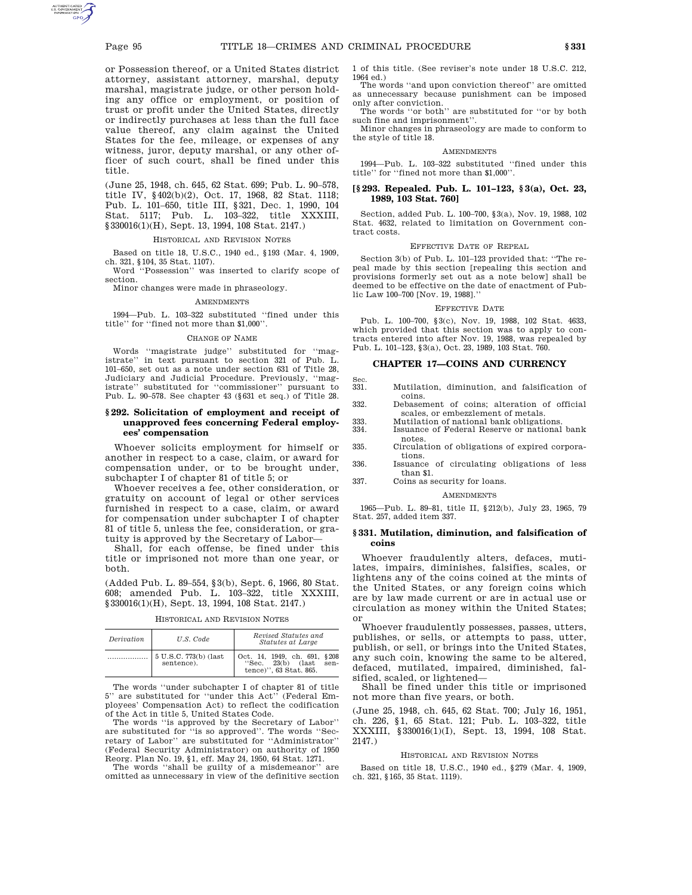or Possession thereof, or a United States district attorney, assistant attorney, marshal, deputy marshal, magistrate judge, or other person holding any office or employment, or position of trust or profit under the United States, directly or indirectly purchases at less than the full face value thereof, any claim against the United States for the fee, mileage, or expenses of any witness, juror, deputy marshal, or any other officer of such court, shall be fined under this title.

(June 25, 1948, ch. 645, 62 Stat. 699; Pub. L. 90–578, title IV, §402(b)(2), Oct. 17, 1968, 82 Stat. 1118; Pub. L. 101–650, title III, §321, Dec. 1, 1990, 104 Stat. 5117; Pub. L. 103–322, title XXXIII, §330016(1)(H), Sept. 13, 1994, 108 Stat. 2147.)

HISTORICAL AND REVISION NOTES

Based on title 18, U.S.C., 1940 ed., §193 (Mar. 4, 1909, ch. 321, §104, 35 Stat. 1107).

Word ''Possession'' was inserted to clarify scope of section.

Minor changes were made in phraseology.

AMENDMENTS

1994—Pub. L. 103–322 substituted ''fined under this title'' for ''fined not more than $1,000''.

CHANGE OF NAME

Words ''magistrate judge'' substituted for ''magistrate'' in text pursuant to section 321 of Pub. L. 101–650, set out as a note under section 631 of Title 28, Judiciary and Judicial Procedure. Previously, ''magistrate'' substituted for ''commissioner'' pursuant to Pub. L. 90–578. See chapter 43 (§631 et seq.) of Title 28.

### §292. Solicitation of employment and receipt of unapproved fees concerning Federal employees' compensation

Whoever solicits employment for himself or another in respect to a case, claim, or award for compensation under, or to be brought under, subchapter I of chapter 81 of title 5; or

Whoever receives a fee, other consideration, or gratuity on account of legal or other services furnished in respect to a case, claim, or award for compensation under subchapter I of chapter 81 of title 5, unless the fee, consideration, or gratuity is approved by the Secretary of Labor—

Shall, for each offense, be fined under this title or imprisoned not more than one year, or both.

(Added Pub. L. 89–554, §3(b), Sept. 6, 1966, 80 Stat. 608; amended Pub. L. 103–322, title XXXIII, §330016(1)(H), Sept. 13, 1994, 108 Stat. 2147.)

HISTORICAL AND REVISION NOTES

| *Derivation* | *U.S. Code* | *Revised Statutes and Statutes at Large* |
|---|---|---|
| .................. | 5 U.S.C. 773(b) (last sentence). | Oct. 14, 1949, ch. 691, §208 ''Sec. 23(b) (last sentence)'', 63 Stat. 865. |

The words ''under subchapter I of chapter 81 of title 5'' are substituted for ''under this Act'' (Federal Employees' Compensation Act) to reflect the codification of the Act in title 5, United States Code.

The words ''is approved by the Secretary of Labor'' are substituted for ''is so approved''. The words ''Secretary of Labor'' are substituted for ''Administrator'' (Federal Security Administrator) on authority of 1950 Reorg. Plan No. 19, §1, eff. May 24, 1950, 64 Stat. 1271.

The words ''shall be guilty of a misdemeanor'' are omitted as unnecessary in view of the definitive section 1 of this title. (See reviser's note under 18 U.S.C. 212, 1964 ed.)

The words ''and upon conviction thereof'' are omitted as unnecessary because punishment can be imposed only after conviction.

The words ''or both'' are substituted for ''or by both such fine and imprisonment''.

Minor changes in phraseology are made to conform to the style of title 18.

AMENDMENTS

1994—Pub. L. 103–322 substituted ''fined under this title'' for ''fined not more than $1,000''.

### [§293. Repealed. Pub. L. 101–123, §3(a), Oct. 23, 1989, 103 Stat. 760]

Section, added Pub. L. 100–700, §3(a), Nov. 19, 1988, 102 Stat. 4632, related to limitation on Government contract costs.

EFFECTIVE DATE OF REPEAL

Section 3(b) of Pub. L. 101–123 provided that: ''The repeal made by this section [repealing this section and provisions formerly set out as a note below] shall be deemed to be effective on the date of enactment of Public Law 100–700 [Nov. 19, 1988].''

EFFECTIVE DATE

Pub. L. 100–700, §3(c), Nov. 19, 1988, 102 Stat. 4633, which provided that this section was to apply to contracts entered into after Nov. 19, 1988, was repealed by Pub. L. 101–123, §3(a), Oct. 23, 1989, 103 Stat. 760.

## CHAPTER 17—COINS AND CURRENCY

| Sec. | |
|---|---|
| 331. | Mutilation, diminution, and falsification of coins. |
| 332. | Debasement of coins; alteration of official scales, or embezzlement of metals. |
| 333. | Mutilation of national bank obligations. |
| 334. | Issuance of Federal Reserve or national bank notes. |
| 335. | Circulation of obligations of expired corporations. |
| 336. | Issuance of circulating obligations of less than $1. |
| 337. | Coins as security for loans. |

AMENDMENTS

1965—Pub. L. 89–81, title II, §212(b), July 23, 1965, 79 Stat. 257, added item 337.

### §331. Mutilation, diminution, and falsification of coins

Whoever fraudulently alters, defaces, mutilates, impairs, diminishes, falsifies, scales, or lightens any of the coins coined at the mints of the United States, or any foreign coins which are by law made current or are in actual use or circulation as money within the United States; or

Whoever fraudulently possesses, passes, utters, publishes, or sells, or attempts to pass, utter, publish, or sell, or brings into the United States, any such coin, knowing the same to be altered, defaced, mutilated, impaired, diminished, falsified, scaled, or lightened—

Shall be fined under this title or imprisoned not more than five years, or both.

(June 25, 1948, ch. 645, 62 Stat. 700; July 16, 1951, ch. 226, §1, 65 Stat. 121; Pub. L. 103–322, title XXXIII, §330016(1)(I), Sept. 13, 1994, 108 Stat. 2147.)

HISTORICAL AND REVISION NOTES

Based on title 18, U.S.C., 1940 ed., §279 (Mar. 4, 1909, ch. 321, §165, 35 Stat. 1119).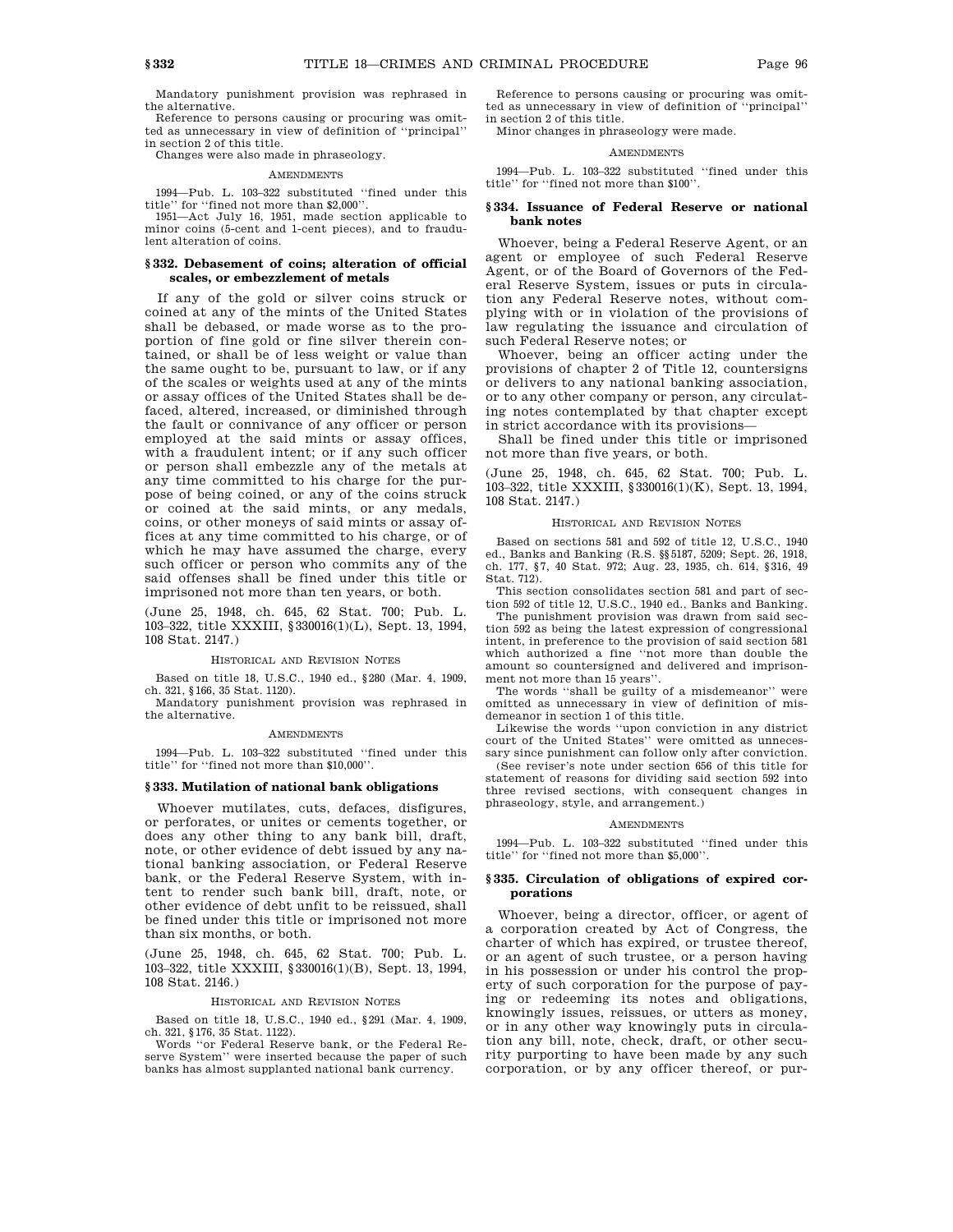Mandatory punishment provision was rephrased in the alternative.

Reference to persons causing or procuring was omitted as unnecessary in view of definition of ''principal'' in section 2 of this title.

Changes were also made in phraseology.

AMENDMENTS

1994—Pub. L. 103–322 substituted ''fined under this title'' for ''fined not more than $2,000''.

1951—Act July 16, 1951, made section applicable to minor coins (5-cent and 1-cent pieces), and to fraudulent alteration of coins.

### § 332. Debasement of coins; alteration of official scales, or embezzlement of metals

If any of the gold or silver coins struck or coined at any of the mints of the United States shall be debased, or made worse as to the proportion of fine gold or fine silver therein contained, or shall be of less weight or value than the same ought to be, pursuant to law, or if any of the scales or weights used at any of the mints or assay offices of the United States shall be defaced, altered, increased, or diminished through the fault or connivance of any officer or person employed at the said mints or assay offices, with a fraudulent intent; or if any such officer or person shall embezzle any of the metals at any time committed to his charge for the purpose of being coined, or any of the coins struck or coined at the said mints, or any medals, coins, or other moneys of said mints or assay offices at any time committed to his charge, or of which he may have assumed the charge, every such officer or person who commits any of the said offenses shall be fined under this title or imprisoned not more than ten years, or both.

(June 25, 1948, ch. 645, 62 Stat. 700; Pub. L. 103–322, title XXXIII, §330016(1)(L), Sept. 13, 1994, 108 Stat. 2147.)

HISTORICAL AND REVISION NOTES

Based on title 18, U.S.C., 1940 ed., §280 (Mar. 4, 1909, ch. 321, §166, 35 Stat. 1120).

Mandatory punishment provision was rephrased in the alternative.

AMENDMENTS

1994—Pub. L. 103–322 substituted ''fined under this title'' for ''fined not more than $10,000''.

### § 333. Mutilation of national bank obligations

Whoever mutilates, cuts, defaces, disfigures, or perforates, or unites or cements together, or does any other thing to any bank bill, draft, note, or other evidence of debt issued by any national banking association, or Federal Reserve bank, or the Federal Reserve System, with intent to render such bank bill, draft, note, or other evidence of debt unfit to be reissued, shall be fined under this title or imprisoned not more than six months, or both.

(June 25, 1948, ch. 645, 62 Stat. 700; Pub. L. 103–322, title XXXIII, §330016(1)(B), Sept. 13, 1994, 108 Stat. 2146.)

HISTORICAL AND REVISION NOTES

Based on title 18, U.S.C., 1940 ed., §291 (Mar. 4, 1909, ch. 321, §176, 35 Stat. 1122).

Words ''or Federal Reserve bank, or the Federal Reserve System'' were inserted because the paper of such banks has almost supplanted national bank currency.

Reference to persons causing or procuring was omitted as unnecessary in view of definition of ''principal'' in section 2 of this title.

Minor changes in phraseology were made.

AMENDMENTS

1994—Pub. L. 103–322 substituted ''fined under this title'' for ''fined not more than $100''.

### § 334. Issuance of Federal Reserve or national bank notes

Whoever, being a Federal Reserve Agent, or an agent or employee of such Federal Reserve Agent, or of the Board of Governors of the Federal Reserve System, issues or puts in circulation any Federal Reserve notes, without complying with or in violation of the provisions of law regulating the issuance and circulation of such Federal Reserve notes; or

Whoever, being an officer acting under the provisions of chapter 2 of Title 12, countersigns or delivers to any national banking association, or to any other company or person, any circulating notes contemplated by that chapter except in strict accordance with its provisions—

Shall be fined under this title or imprisoned not more than five years, or both.

(June 25, 1948, ch. 645, 62 Stat. 700; Pub. L. 103–322, title XXXIII, §330016(1)(K), Sept. 13, 1994, 108 Stat. 2147.)

HISTORICAL AND REVISION NOTES

Based on sections 581 and 592 of title 12, U.S.C., 1940 ed., Banks and Banking (R.S. §§5187, 5209; Sept. 26, 1918, ch. 177, §7, 40 Stat. 972; Aug. 23, 1935, ch. 614, §316, 49 Stat. 712).

This section consolidates section 581 and part of section 592 of title 12, U.S.C., 1940 ed., Banks and Banking.

The punishment provision was drawn from said section 592 as being the latest expression of congressional intent, in preference to the provision of said section 581 which authorized a fine ''not more than double the amount so countersigned and delivered and imprisonment not more than 15 years''.

The words ''shall be guilty of a misdemeanor'' were omitted as unnecessary in view of definition of misdemeanor in section 1 of this title.

Likewise the words ''upon conviction in any district court of the United States'' were omitted as unnecessary since punishment can follow only after conviction.

(See reviser's note under section 656 of this title for statement of reasons for dividing said section 592 into three revised sections, with consequent changes in phraseology, style, and arrangement.)

AMENDMENTS

1994—Pub. L. 103–322 substituted ''fined under this title'' for ''fined not more than $5,000''.

### § 335. Circulation of obligations of expired corporations

Whoever, being a director, officer, or agent of a corporation created by Act of Congress, the charter of which has expired, or trustee thereof, or an agent of such trustee, or a person having in his possession or under his control the property of such corporation for the purpose of paying or redeeming its notes and obligations, knowingly issues, reissues, or utters as money, or in any other way knowingly puts in circulation any bill, note, check, draft, or other security purporting to have been made by any such corporation, or by any officer thereof, or pur-